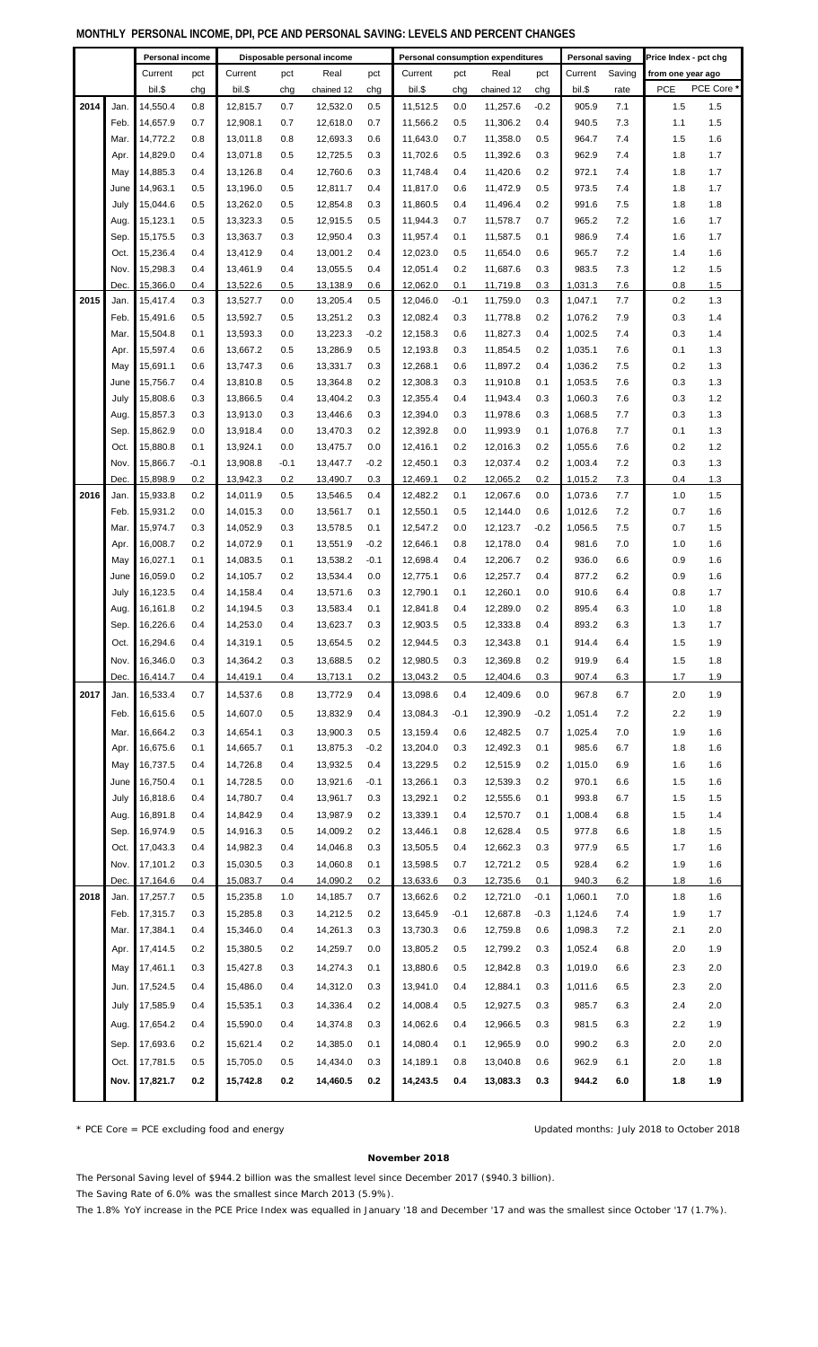# MONTHLY PERSONAL INCOME, DPI, PCE AND PERSONAL SAVING: LEVELS AND PERCENT CHANGES

| | | Personal income | | Disposable personal income | | | | Personal consumption expenditures | | | | Personal saving | | Price Index - pct chg | |
|---|---|---|---|---|---|---|---|---|---|---|---|---|---|---|---|
| | | Current | pct | Current | pct | Real | pct | Current | pct | Real | pct | Current | Saving | from one year ago | |
| | | bil.$ | chg | bil.$ | chg | chained 12 | chg | bil.$ | chg | chained 12 | chg | bil.$ | rate | PCE | PCE Core * |
| 2014 | Jan. | 14,550.4 | 0.8 | 12,815.7 | 0.7 | 12,532.0 | 0.5 | 11,512.5 | 0.0 | 11,257.6 | -0.2 | 905.9 | 7.1 | 1.5 | 1.5 |
| | Feb. | 14,657.9 | 0.7 | 12,908.1 | 0.7 | 12,618.0 | 0.7 | 11,566.2 | 0.5 | 11,306.2 | 0.4 | 940.5 | 7.3 | 1.1 | 1.5 |
| | Mar. | 14,772.2 | 0.8 | 13,011.8 | 0.8 | 12,693.3 | 0.6 | 11,643.0 | 0.7 | 11,358.0 | 0.5 | 964.7 | 7.4 | 1.5 | 1.6 |
| | Apr. | 14,829.0 | 0.4 | 13,071.8 | 0.5 | 12,725.5 | 0.3 | 11,702.6 | 0.5 | 11,392.6 | 0.3 | 962.9 | 7.4 | 1.8 | 1.7 |
| | May | 14,885.3 | 0.4 | 13,126.8 | 0.4 | 12,760.6 | 0.3 | 11,748.4 | 0.4 | 11,420.6 | 0.2 | 972.1 | 7.4 | 1.8 | 1.7 |
| | June | 14,963.1 | 0.5 | 13,196.0 | 0.5 | 12,811.7 | 0.4 | 11,817.0 | 0.6 | 11,472.9 | 0.5 | 973.5 | 7.4 | 1.8 | 1.7 |
| | July | 15,044.6 | 0.5 | 13,262.0 | 0.5 | 12,854.8 | 0.3 | 11,860.5 | 0.4 | 11,496.4 | 0.2 | 991.6 | 7.5 | 1.8 | 1.8 |
| | Aug. | 15,123.1 | 0.5 | 13,323.3 | 0.5 | 12,915.5 | 0.5 | 11,944.3 | 0.7 | 11,578.7 | 0.7 | 965.2 | 7.2 | 1.6 | 1.7 |
| | Sep. | 15,175.5 | 0.3 | 13,363.7 | 0.3 | 12,950.4 | 0.3 | 11,957.4 | 0.1 | 11,587.5 | 0.1 | 986.9 | 7.4 | 1.6 | 1.7 |
| | Oct. | 15,236.4 | 0.4 | 13,412.9 | 0.4 | 13,001.2 | 0.4 | 12,023.0 | 0.5 | 11,654.0 | 0.6 | 965.7 | 7.2 | 1.4 | 1.6 |
| | Nov. | 15,298.3 | 0.4 | 13,461.9 | 0.4 | 13,055.5 | 0.4 | 12,051.4 | 0.2 | 11,687.6 | 0.3 | 983.5 | 7.3 | 1.2 | 1.5 |
| | Dec. | 15,366.0 | 0.4 | 13,522.6 | 0.5 | 13,138.9 | 0.6 | 12,062.0 | 0.1 | 11,719.8 | 0.3 | 1,031.3 | 7.6 | 0.8 | 1.5 |
| 2015 | Jan. | 15,417.4 | 0.3 | 13,527.7 | 0.0 | 13,205.4 | 0.5 | 12,046.0 | -0.1 | 11,759.0 | 0.3 | 1,047.1 | 7.7 | 0.2 | 1.3 |
| | Feb. | 15,491.6 | 0.5 | 13,592.7 | 0.5 | 13,251.2 | 0.3 | 12,082.4 | 0.3 | 11,778.8 | 0.2 | 1,076.2 | 7.9 | 0.3 | 1.4 |
| | Mar. | 15,504.8 | 0.1 | 13,593.3 | 0.0 | 13,223.3 | -0.2 | 12,158.3 | 0.6 | 11,827.3 | 0.4 | 1,002.5 | 7.4 | 0.3 | 1.4 |
| | Apr. | 15,597.4 | 0.6 | 13,667.2 | 0.5 | 13,286.9 | 0.5 | 12,193.8 | 0.3 | 11,854.5 | 0.2 | 1,035.1 | 7.6 | 0.1 | 1.3 |
| | May | 15,691.1 | 0.6 | 13,747.3 | 0.6 | 13,331.7 | 0.3 | 12,268.1 | 0.6 | 11,897.2 | 0.4 | 1,036.2 | 7.5 | 0.2 | 1.3 |
| | June | 15,756.7 | 0.4 | 13,810.8 | 0.5 | 13,364.8 | 0.2 | 12,308.3 | 0.3 | 11,910.8 | 0.1 | 1,053.5 | 7.6 | 0.3 | 1.3 |
| | July | 15,808.6 | 0.3 | 13,866.5 | 0.4 | 13,404.2 | 0.3 | 12,355.4 | 0.4 | 11,943.4 | 0.3 | 1,060.3 | 7.6 | 0.3 | 1.2 |
| | Aug. | 15,857.3 | 0.3 | 13,913.0 | 0.3 | 13,446.6 | 0.3 | 12,394.0 | 0.3 | 11,978.6 | 0.3 | 1,068.5 | 7.7 | 0.3 | 1.3 |
| | Sep. | 15,862.9 | 0.0 | 13,918.4 | 0.0 | 13,470.3 | 0.2 | 12,392.8 | 0.0 | 11,993.9 | 0.1 | 1,076.8 | 7.7 | 0.1 | 1.3 |
| | Oct. | 15,880.8 | 0.1 | 13,924.1 | 0.0 | 13,475.7 | 0.0 | 12,416.1 | 0.2 | 12,016.3 | 0.2 | 1,055.6 | 7.6 | 0.2 | 1.2 |
| | Nov. | 15,866.7 | -0.1 | 13,908.8 | -0.1 | 13,447.7 | -0.2 | 12,450.1 | 0.3 | 12,037.4 | 0.2 | 1,003.4 | 7.2 | 0.3 | 1.3 |
| | Dec. | 15,898.9 | 0.2 | 13,942.3 | 0.2 | 13,490.7 | 0.3 | 12,469.1 | 0.2 | 12,065.2 | 0.2 | 1,015.2 | 7.3 | 0.4 | 1.3 |
| 2016 | Jan. | 15,933.8 | 0.2 | 14,011.9 | 0.5 | 13,546.5 | 0.4 | 12,482.2 | 0.1 | 12,067.6 | 0.0 | 1,073.6 | 7.7 | 1.0 | 1.5 |
| | Feb. | 15,931.2 | 0.0 | 14,015.3 | 0.0 | 13,561.7 | 0.1 | 12,550.1 | 0.5 | 12,144.0 | 0.6 | 1,012.6 | 7.2 | 0.7 | 1.6 |
| | Mar. | 15,974.7 | 0.3 | 14,052.9 | 0.3 | 13,578.5 | 0.1 | 12,547.2 | 0.0 | 12,123.7 | -0.2 | 1,056.5 | 7.5 | 0.7 | 1.5 |
| | Apr. | 16,008.7 | 0.2 | 14,072.9 | 0.1 | 13,551.9 | -0.2 | 12,646.1 | 0.8 | 12,178.0 | 0.4 | 981.6 | 7.0 | 1.0 | 1.6 |
| | May | 16,027.1 | 0.1 | 14,083.5 | 0.1 | 13,538.2 | -0.1 | 12,698.4 | 0.4 | 12,206.7 | 0.2 | 936.0 | 6.6 | 0.9 | 1.6 |
| | June | 16,059.0 | 0.2 | 14,105.7 | 0.2 | 13,534.4 | 0.0 | 12,775.1 | 0.6 | 12,257.7 | 0.4 | 877.2 | 6.2 | 0.9 | 1.6 |
| | July | 16,123.5 | 0.4 | 14,158.4 | 0.4 | 13,571.6 | 0.3 | 12,790.1 | 0.1 | 12,260.1 | 0.0 | 910.6 | 6.4 | 0.8 | 1.7 |
| | Aug. | 16,161.8 | 0.2 | 14,194.5 | 0.3 | 13,583.4 | 0.1 | 12,841.8 | 0.4 | 12,289.0 | 0.2 | 895.4 | 6.3 | 1.0 | 1.8 |
| | Sep. | 16,226.6 | 0.4 | 14,253.0 | 0.4 | 13,623.7 | 0.3 | 12,903.5 | 0.5 | 12,333.8 | 0.4 | 893.2 | 6.3 | 1.3 | 1.7 |
| | Oct. | 16,294.6 | 0.4 | 14,319.1 | 0.5 | 13,654.5 | 0.2 | 12,944.5 | 0.3 | 12,343.8 | 0.1 | 914.4 | 6.4 | 1.5 | 1.9 |
| | Nov. | 16,346.0 | 0.3 | 14,364.2 | 0.3 | 13,688.5 | 0.2 | 12,980.5 | 0.3 | 12,369.8 | 0.2 | 919.9 | 6.4 | 1.5 | 1.8 |
| | Dec. | 16,414.7 | 0.4 | 14,419.1 | 0.4 | 13,713.1 | 0.2 | 13,043.2 | 0.5 | 12,404.6 | 0.3 | 907.4 | 6.3 | 1.7 | 1.9 |
| 2017 | Jan. | 16,533.4 | 0.7 | 14,537.6 | 0.8 | 13,772.9 | 0.4 | 13,098.6 | 0.4 | 12,409.6 | 0.0 | 967.8 | 6.7 | 2.0 | 1.9 |
| | Feb. | 16,615.6 | 0.5 | 14,607.0 | 0.5 | 13,832.9 | 0.4 | 13,084.3 | -0.1 | 12,390.9 | -0.2 | 1,051.4 | 7.2 | 2.2 | 1.9 |
| | Mar. | 16,664.2 | 0.3 | 14,654.1 | 0.3 | 13,900.3 | 0.5 | 13,159.4 | 0.6 | 12,482.5 | 0.7 | 1,025.4 | 7.0 | 1.9 | 1.6 |
| | Apr. | 16,675.6 | 0.1 | 14,665.7 | 0.1 | 13,875.3 | -0.2 | 13,204.0 | 0.3 | 12,492.3 | 0.1 | 985.6 | 6.7 | 1.8 | 1.6 |
| | May | 16,737.5 | 0.4 | 14,726.8 | 0.4 | 13,932.5 | 0.4 | 13,229.5 | 0.2 | 12,515.9 | 0.2 | 1,015.0 | 6.9 | 1.6 | 1.6 |
| | June | 16,750.4 | 0.1 | 14,728.5 | 0.0 | 13,921.6 | -0.1 | 13,266.1 | 0.3 | 12,539.3 | 0.2 | 970.1 | 6.6 | 1.5 | 1.6 |
| | July | 16,818.6 | 0.4 | 14,780.7 | 0.4 | 13,961.7 | 0.3 | 13,292.1 | 0.2 | 12,555.6 | 0.1 | 993.8 | 6.7 | 1.5 | 1.5 |
| | Aug. | 16,891.8 | 0.4 | 14,842.9 | 0.4 | 13,987.9 | 0.2 | 13,339.1 | 0.4 | 12,570.7 | 0.1 | 1,008.4 | 6.8 | 1.5 | 1.4 |
| | Sep. | 16,974.9 | 0.5 | 14,916.3 | 0.5 | 14,009.2 | 0.2 | 13,446.1 | 0.8 | 12,628.4 | 0.5 | 977.8 | 6.6 | 1.8 | 1.5 |
| | Oct. | 17,043.3 | 0.4 | 14,982.3 | 0.4 | 14,046.8 | 0.3 | 13,505.5 | 0.4 | 12,662.3 | 0.3 | 977.9 | 6.5 | 1.7 | 1.6 |
| | Nov. | 17,101.2 | 0.3 | 15,030.5 | 0.3 | 14,060.8 | 0.1 | 13,598.5 | 0.7 | 12,721.2 | 0.5 | 928.4 | 6.2 | 1.9 | 1.6 |
| | Dec. | 17,164.6 | 0.4 | 15,083.7 | 0.4 | 14,090.2 | 0.2 | 13,633.6 | 0.3 | 12,735.6 | 0.1 | 940.3 | 6.2 | 1.8 | 1.6 |
| 2018 | Jan. | 17,257.7 | 0.5 | 15,235.8 | 1.0 | 14,185.7 | 0.7 | 13,662.6 | 0.2 | 12,721.0 | -0.1 | 1,060.1 | 7.0 | 1.8 | 1.6 |
| | Feb. | 17,315.7 | 0.3 | 15,285.8 | 0.3 | 14,212.5 | 0.2 | 13,645.9 | -0.1 | 12,687.8 | -0.3 | 1,124.6 | 7.4 | 1.9 | 1.7 |
| | Mar. | 17,384.1 | 0.4 | 15,346.0 | 0.4 | 14,261.3 | 0.3 | 13,730.3 | 0.6 | 12,759.8 | 0.6 | 1,098.3 | 7.2 | 2.1 | 2.0 |
| | Apr. | 17,414.5 | 0.2 | 15,380.5 | 0.2 | 14,259.7 | 0.0 | 13,805.2 | 0.5 | 12,799.2 | 0.3 | 1,052.4 | 6.8 | 2.0 | 1.9 |
| | May | 17,461.1 | 0.3 | 15,427.8 | 0.3 | 14,274.3 | 0.1 | 13,880.6 | 0.5 | 12,842.8 | 0.3 | 1,019.0 | 6.6 | 2.3 | 2.0 |
| | Jun. | 17,524.5 | 0.4 | 15,486.0 | 0.4 | 14,312.0 | 0.3 | 13,941.0 | 0.4 | 12,884.1 | 0.3 | 1,011.6 | 6.5 | 2.3 | 2.0 |
| | July | 17,585.9 | 0.4 | 15,535.1 | 0.3 | 14,336.4 | 0.2 | 14,008.4 | 0.5 | 12,927.5 | 0.3 | 985.7 | 6.3 | 2.4 | 2.0 |
| | Aug. | 17,654.2 | 0.4 | 15,590.0 | 0.4 | 14,374.8 | 0.3 | 14,062.6 | 0.4 | 12,966.5 | 0.3 | 981.5 | 6.3 | 2.2 | 1.9 |
| | Sep. | 17,693.6 | 0.2 | 15,621.4 | 0.2 | 14,385.0 | 0.1 | 14,080.4 | 0.1 | 12,965.9 | 0.0 | 990.2 | 6.3 | 2.0 | 2.0 |
| | Oct. | 17,781.5 | 0.5 | 15,705.0 | 0.5 | 14,434.0 | 0.3 | 14,189.1 | 0.8 | 13,040.8 | 0.6 | 962.9 | 6.1 | 2.0 | 1.8 |
| | **Nov.** | **17,821.7** | **0.2** | **15,742.8** | **0.2** | **14,460.5** | **0.2** | **14,243.5** | **0.4** | **13,083.3** | **0.3** | **944.2** | **6.0** | **1.8** | **1.9** |

* PCE Core = PCE excluding food and energy

Updated months: July 2018 to October 2018

**November 2018**

The Personal Saving level of $944.2 billion was the smallest level since December 2017 ($940.3 billion).

The Saving Rate of 6.0% was the smallest since March 2013 (5.9%).

The 1.8% YoY increase in the PCE Price Index was equalled in January '18 and December '17 and was the smallest since October '17 (1.7%).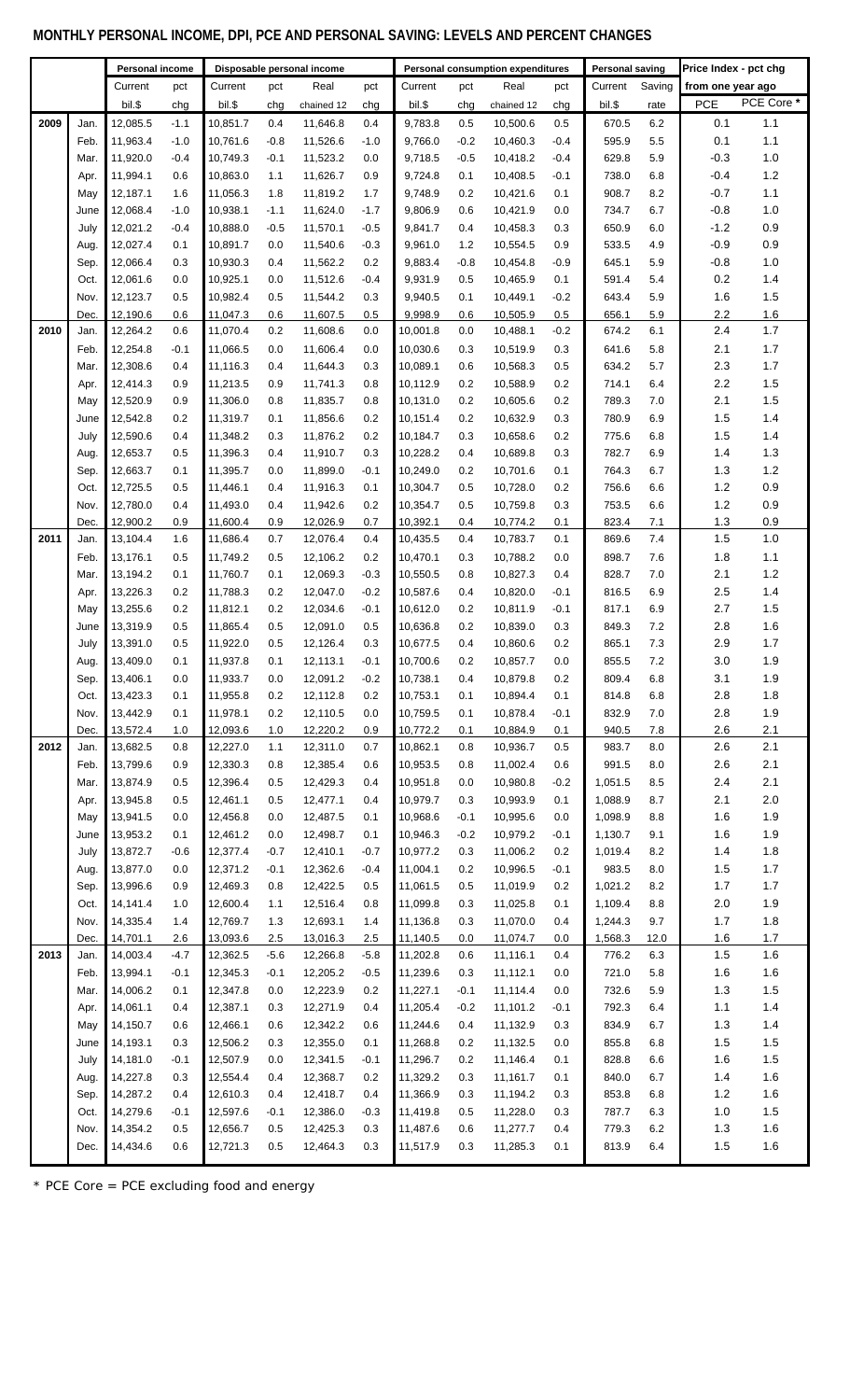## MONTHLY PERSONAL INCOME, DPI, PCE AND PERSONAL SAVING: LEVELS AND PERCENT CHANGES

| | | Personal income | | Disposable personal income | | | | Personal consumption expenditures | | | | Personal saving | | Price Index - pct chg | |
|---|---|---|---|---|---|---|---|---|---|---|---|---|---|---|---|
| | | Current | pct | Current | pct | Real | pct | Current | pct | Real | pct | Current | Saving | from one year ago | |
| | | bil.$ | chg | bil.$ | chg | chained 12 | chg | bil.$ | chg | chained 12 | chg | bil.$ | rate | PCE | PCE Core * |
| 2009 | Jan. | 12,085.5 | -1.1 | 10,851.7 | 0.4 | 11,646.8 | 0.4 | 9,783.8 | 0.5 | 10,500.6 | 0.5 | 670.5 | 6.2 | 0.1 | 1.1 |
| | Feb. | 11,963.4 | -1.0 | 10,761.6 | -0.8 | 11,526.6 | -1.0 | 9,766.0 | -0.2 | 10,460.3 | -0.4 | 595.9 | 5.5 | 0.1 | 1.1 |
| | Mar. | 11,920.0 | -0.4 | 10,749.3 | -0.1 | 11,523.2 | 0.0 | 9,718.5 | -0.5 | 10,418.2 | -0.4 | 629.8 | 5.9 | -0.3 | 1.0 |
| | Apr. | 11,994.1 | 0.6 | 10,863.0 | 1.1 | 11,626.7 | 0.9 | 9,724.8 | 0.1 | 10,408.5 | -0.1 | 738.0 | 6.8 | -0.4 | 1.2 |
| | May | 12,187.1 | 1.6 | 11,056.3 | 1.8 | 11,819.2 | 1.7 | 9,748.9 | 0.2 | 10,421.6 | 0.1 | 908.7 | 8.2 | -0.7 | 1.1 |
| | June | 12,068.4 | -1.0 | 10,938.1 | -1.1 | 11,624.0 | -1.7 | 9,806.9 | 0.6 | 10,421.9 | 0.0 | 734.7 | 6.7 | -0.8 | 1.0 |
| | July | 12,021.2 | -0.4 | 10,888.0 | -0.5 | 11,570.1 | -0.5 | 9,841.7 | 0.4 | 10,458.3 | 0.3 | 650.9 | 6.0 | -1.2 | 0.9 |
| | Aug. | 12,027.4 | 0.1 | 10,891.7 | 0.0 | 11,540.6 | -0.3 | 9,961.0 | 1.2 | 10,554.5 | 0.9 | 533.5 | 4.9 | -0.9 | 0.9 |
| | Sep. | 12,066.4 | 0.3 | 10,930.3 | 0.4 | 11,562.2 | 0.2 | 9,883.4 | -0.8 | 10,454.8 | -0.9 | 645.1 | 5.9 | -0.8 | 1.0 |
| | Oct. | 12,061.6 | 0.0 | 10,925.1 | 0.0 | 11,512.6 | -0.4 | 9,931.9 | 0.5 | 10,465.9 | 0.1 | 591.4 | 5.4 | 0.2 | 1.4 |
| | Nov. | 12,123.7 | 0.5 | 10,982.4 | 0.5 | 11,544.2 | 0.3 | 9,940.5 | 0.1 | 10,449.1 | -0.2 | 643.4 | 5.9 | 1.6 | 1.5 |
| | Dec. | 12,190.6 | 0.6 | 11,047.3 | 0.6 | 11,607.5 | 0.5 | 9,998.9 | 0.6 | 10,505.9 | 0.5 | 656.1 | 5.9 | 2.2 | 1.6 |
| 2010 | Jan. | 12,264.2 | 0.6 | 11,070.4 | 0.2 | 11,608.6 | 0.0 | 10,001.8 | 0.0 | 10,488.1 | -0.2 | 674.2 | 6.1 | 2.4 | 1.7 |
| | Feb. | 12,254.8 | -0.1 | 11,066.5 | 0.0 | 11,606.4 | 0.0 | 10,030.6 | 0.3 | 10,519.9 | 0.3 | 641.6 | 5.8 | 2.1 | 1.7 |
| | Mar. | 12,308.6 | 0.4 | 11,116.3 | 0.4 | 11,644.3 | 0.3 | 10,089.1 | 0.6 | 10,568.3 | 0.5 | 634.2 | 5.7 | 2.3 | 1.7 |
| | Apr. | 12,414.3 | 0.9 | 11,213.5 | 0.9 | 11,741.3 | 0.8 | 10,112.9 | 0.2 | 10,588.9 | 0.2 | 714.1 | 6.4 | 2.2 | 1.5 |
| | May | 12,520.9 | 0.9 | 11,306.0 | 0.8 | 11,835.7 | 0.8 | 10,131.0 | 0.2 | 10,605.6 | 0.2 | 789.3 | 7.0 | 2.1 | 1.5 |
| | June | 12,542.8 | 0.2 | 11,319.7 | 0.1 | 11,856.6 | 0.2 | 10,151.4 | 0.2 | 10,632.9 | 0.3 | 780.9 | 6.9 | 1.5 | 1.4 |
| | July | 12,590.6 | 0.4 | 11,348.2 | 0.3 | 11,876.2 | 0.2 | 10,184.7 | 0.3 | 10,658.6 | 0.2 | 775.6 | 6.8 | 1.5 | 1.4 |
| | Aug. | 12,653.7 | 0.5 | 11,396.3 | 0.4 | 11,910.7 | 0.3 | 10,228.2 | 0.4 | 10,689.8 | 0.3 | 782.7 | 6.9 | 1.4 | 1.3 |
| | Sep. | 12,663.7 | 0.1 | 11,395.7 | 0.0 | 11,899.0 | -0.1 | 10,249.0 | 0.2 | 10,701.6 | 0.1 | 764.3 | 6.7 | 1.3 | 1.2 |
| | Oct. | 12,725.5 | 0.5 | 11,446.1 | 0.4 | 11,916.3 | 0.1 | 10,304.7 | 0.5 | 10,728.0 | 0.2 | 756.6 | 6.6 | 1.2 | 0.9 |
| | Nov. | 12,780.0 | 0.4 | 11,493.0 | 0.4 | 11,942.6 | 0.2 | 10,354.7 | 0.5 | 10,759.8 | 0.3 | 753.5 | 6.6 | 1.2 | 0.9 |
| | Dec. | 12,900.2 | 0.9 | 11,600.4 | 0.9 | 12,026.9 | 0.7 | 10,392.1 | 0.4 | 10,774.2 | 0.1 | 823.4 | 7.1 | 1.3 | 0.9 |
| 2011 | Jan. | 13,104.4 | 1.6 | 11,686.4 | 0.7 | 12,076.4 | 0.4 | 10,435.5 | 0.4 | 10,783.7 | 0.1 | 869.6 | 7.4 | 1.5 | 1.0 |
| | Feb. | 13,176.1 | 0.5 | 11,749.2 | 0.5 | 12,106.2 | 0.2 | 10,470.1 | 0.3 | 10,788.2 | 0.0 | 898.7 | 7.6 | 1.8 | 1.1 |
| | Mar. | 13,194.2 | 0.1 | 11,760.7 | 0.1 | 12,069.3 | -0.3 | 10,550.5 | 0.8 | 10,827.3 | 0.4 | 828.7 | 7.0 | 2.1 | 1.2 |
| | Apr. | 13,226.3 | 0.2 | 11,788.3 | 0.2 | 12,047.0 | -0.2 | 10,587.6 | 0.4 | 10,820.0 | -0.1 | 816.5 | 6.9 | 2.5 | 1.4 |
| | May | 13,255.6 | 0.2 | 11,812.1 | 0.2 | 12,034.6 | -0.1 | 10,612.0 | 0.2 | 10,811.9 | -0.1 | 817.1 | 6.9 | 2.7 | 1.5 |
| | June | 13,319.9 | 0.5 | 11,865.4 | 0.5 | 12,091.0 | 0.5 | 10,636.8 | 0.2 | 10,839.0 | 0.3 | 849.3 | 7.2 | 2.8 | 1.6 |
| | July | 13,391.0 | 0.5 | 11,922.0 | 0.5 | 12,126.4 | 0.3 | 10,677.5 | 0.4 | 10,860.6 | 0.2 | 865.1 | 7.3 | 2.9 | 1.7 |
| | Aug. | 13,409.0 | 0.1 | 11,937.8 | 0.1 | 12,113.1 | -0.1 | 10,700.6 | 0.2 | 10,857.7 | 0.0 | 855.5 | 7.2 | 3.0 | 1.9 |
| | Sep. | 13,406.1 | 0.0 | 11,933.7 | 0.0 | 12,091.2 | -0.2 | 10,738.1 | 0.4 | 10,879.8 | 0.2 | 809.4 | 6.8 | 3.1 | 1.9 |
| | Oct. | 13,423.3 | 0.1 | 11,955.8 | 0.2 | 12,112.8 | 0.2 | 10,753.1 | 0.1 | 10,894.4 | 0.1 | 814.8 | 6.8 | 2.8 | 1.8 |
| | Nov. | 13,442.9 | 0.1 | 11,978.1 | 0.2 | 12,110.5 | 0.0 | 10,759.5 | 0.1 | 10,878.4 | -0.1 | 832.9 | 7.0 | 2.8 | 1.9 |
| | Dec. | 13,572.4 | 1.0 | 12,093.6 | 1.0 | 12,220.2 | 0.9 | 10,772.2 | 0.1 | 10,884.9 | 0.1 | 940.5 | 7.8 | 2.6 | 2.1 |
| 2012 | Jan. | 13,682.5 | 0.8 | 12,227.0 | 1.1 | 12,311.0 | 0.7 | 10,862.1 | 0.8 | 10,936.7 | 0.5 | 983.7 | 8.0 | 2.6 | 2.1 |
| | Feb. | 13,799.6 | 0.9 | 12,330.3 | 0.8 | 12,385.4 | 0.6 | 10,953.5 | 0.8 | 11,002.4 | 0.6 | 991.5 | 8.0 | 2.6 | 2.1 |
| | Mar. | 13,874.9 | 0.5 | 12,396.4 | 0.5 | 12,429.3 | 0.4 | 10,951.8 | 0.0 | 10,980.8 | -0.2 | 1,051.5 | 8.5 | 2.4 | 2.1 |
| | Apr. | 13,945.8 | 0.5 | 12,461.1 | 0.5 | 12,477.1 | 0.4 | 10,979.7 | 0.3 | 10,993.9 | 0.1 | 1,088.9 | 8.7 | 2.1 | 2.0 |
| | May | 13,941.5 | 0.0 | 12,456.8 | 0.0 | 12,487.5 | 0.1 | 10,968.6 | -0.1 | 10,995.6 | 0.0 | 1,098.9 | 8.8 | 1.6 | 1.9 |
| | June | 13,953.2 | 0.1 | 12,461.2 | 0.0 | 12,498.7 | 0.1 | 10,946.3 | -0.2 | 10,979.2 | -0.1 | 1,130.7 | 9.1 | 1.6 | 1.9 |
| | July | 13,872.7 | -0.6 | 12,377.4 | -0.7 | 12,410.1 | -0.7 | 10,977.2 | 0.3 | 11,006.2 | 0.2 | 1,019.4 | 8.2 | 1.4 | 1.8 |
| | Aug. | 13,877.0 | 0.0 | 12,371.2 | -0.1 | 12,362.6 | -0.4 | 11,004.1 | 0.2 | 10,996.5 | -0.1 | 983.5 | 8.0 | 1.5 | 1.7 |
| | Sep. | 13,996.6 | 0.9 | 12,469.3 | 0.8 | 12,422.5 | 0.5 | 11,061.5 | 0.5 | 11,019.9 | 0.2 | 1,021.2 | 8.2 | 1.7 | 1.7 |
| | Oct. | 14,141.4 | 1.0 | 12,600.4 | 1.1 | 12,516.4 | 0.8 | 11,099.8 | 0.3 | 11,025.8 | 0.1 | 1,109.4 | 8.8 | 2.0 | 1.9 |
| | Nov. | 14,335.4 | 1.4 | 12,769.7 | 1.3 | 12,693.1 | 1.4 | 11,136.8 | 0.3 | 11,070.0 | 0.4 | 1,244.3 | 9.7 | 1.7 | 1.8 |
| | Dec. | 14,701.1 | 2.6 | 13,093.6 | 2.5 | 13,016.3 | 2.5 | 11,140.5 | 0.0 | 11,074.7 | 0.0 | 1,568.3 | 12.0 | 1.6 | 1.7 |
| 2013 | Jan. | 14,003.4 | -4.7 | 12,362.5 | -5.6 | 12,266.8 | -5.8 | 11,202.8 | 0.6 | 11,116.1 | 0.4 | 776.2 | 6.3 | 1.5 | 1.6 |
| | Feb. | 13,994.1 | -0.1 | 12,345.3 | -0.1 | 12,205.2 | -0.5 | 11,239.6 | 0.3 | 11,112.1 | 0.0 | 721.0 | 5.8 | 1.6 | 1.6 |
| | Mar. | 14,006.2 | 0.1 | 12,347.8 | 0.0 | 12,223.9 | 0.2 | 11,227.1 | -0.1 | 11,114.4 | 0.0 | 732.6 | 5.9 | 1.3 | 1.5 |
| | Apr. | 14,061.1 | 0.4 | 12,387.1 | 0.3 | 12,271.9 | 0.4 | 11,205.4 | -0.2 | 11,101.2 | -0.1 | 792.3 | 6.4 | 1.1 | 1.4 |
| | May | 14,150.7 | 0.6 | 12,466.1 | 0.6 | 12,342.2 | 0.6 | 11,244.6 | 0.4 | 11,132.9 | 0.3 | 834.9 | 6.7 | 1.3 | 1.4 |
| | June | 14,193.1 | 0.3 | 12,506.2 | 0.3 | 12,355.0 | 0.1 | 11,268.8 | 0.2 | 11,132.5 | 0.0 | 855.8 | 6.8 | 1.5 | 1.5 |
| | July | 14,181.0 | -0.1 | 12,507.9 | 0.0 | 12,341.5 | -0.1 | 11,296.7 | 0.2 | 11,146.4 | 0.1 | 828.8 | 6.6 | 1.6 | 1.5 |
| | Aug. | 14,227.8 | 0.3 | 12,554.4 | 0.4 | 12,368.7 | 0.2 | 11,329.2 | 0.3 | 11,161.7 | 0.1 | 840.0 | 6.7 | 1.4 | 1.6 |
| | Sep. | 14,287.2 | 0.4 | 12,610.3 | 0.4 | 12,418.7 | 0.4 | 11,366.9 | 0.3 | 11,194.2 | 0.3 | 853.8 | 6.8 | 1.2 | 1.6 |
| | Oct. | 14,279.6 | -0.1 | 12,597.6 | -0.1 | 12,386.0 | -0.3 | 11,419.8 | 0.5 | 11,228.0 | 0.3 | 787.7 | 6.3 | 1.0 | 1.5 |
| | Nov. | 14,354.2 | 0.5 | 12,656.7 | 0.5 | 12,425.3 | 0.3 | 11,487.6 | 0.6 | 11,277.7 | 0.4 | 779.3 | 6.2 | 1.3 | 1.6 |
| | Dec. | 14,434.6 | 0.6 | 12,721.3 | 0.5 | 12,464.3 | 0.3 | 11,517.9 | 0.3 | 11,285.3 | 0.1 | 813.9 | 6.4 | 1.5 | 1.6 |

* PCE Core = PCE excluding food and energy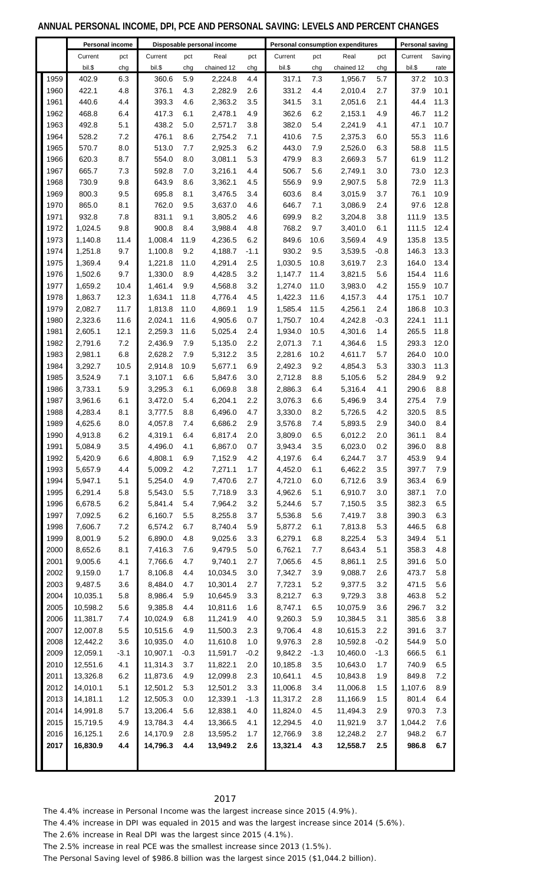## ANNUAL PERSONAL INCOME, DPI, PCE AND PERSONAL SAVING: LEVELS AND PERCENT CHANGES

| | Personal income | | Disposable personal income | | | | Personal consumption expenditures | | | | Personal saving | |
|---|---|---|---|---|---|---|---|---|---|---|---|---|
| | Current | pct | Current | pct | Real | pct | Current | pct | Real | pct | Current | Saving |
| | bil.$ | chg | bil.$ | chg | chained 12 | chg | bil.$ | chg | chained 12 | chg | bil.$ | rate |
| 1959 | 402.9 | 6.3 | 360.6 | 5.9 | 2,224.8 | 4.4 | 317.1 | 7.3 | 1,956.7 | 5.7 | 37.2 | 10.3 |
| 1960 | 422.1 | 4.8 | 376.1 | 4.3 | 2,282.9 | 2.6 | 331.2 | 4.4 | 2,010.4 | 2.7 | 37.9 | 10.1 |
| 1961 | 440.6 | 4.4 | 393.3 | 4.6 | 2,363.2 | 3.5 | 341.5 | 3.1 | 2,051.6 | 2.1 | 44.4 | 11.3 |
| 1962 | 468.8 | 6.4 | 417.3 | 6.1 | 2,478.1 | 4.9 | 362.6 | 6.2 | 2,153.1 | 4.9 | 46.7 | 11.2 |
| 1963 | 492.8 | 5.1 | 438.2 | 5.0 | 2,571.7 | 3.8 | 382.0 | 5.4 | 2,241.9 | 4.1 | 47.1 | 10.7 |
| 1964 | 528.2 | 7.2 | 476.1 | 8.6 | 2,754.2 | 7.1 | 410.6 | 7.5 | 2,375.3 | 6.0 | 55.3 | 11.6 |
| 1965 | 570.7 | 8.0 | 513.0 | 7.7 | 2,925.3 | 6.2 | 443.0 | 7.9 | 2,526.0 | 6.3 | 58.8 | 11.5 |
| 1966 | 620.3 | 8.7 | 554.0 | 8.0 | 3,081.1 | 5.3 | 479.9 | 8.3 | 2,669.3 | 5.7 | 61.9 | 11.2 |
| 1967 | 665.7 | 7.3 | 592.8 | 7.0 | 3,216.1 | 4.4 | 506.7 | 5.6 | 2,749.1 | 3.0 | 73.0 | 12.3 |
| 1968 | 730.9 | 9.8 | 643.9 | 8.6 | 3,362.1 | 4.5 | 556.9 | 9.9 | 2,907.5 | 5.8 | 72.9 | 11.3 |
| 1969 | 800.3 | 9.5 | 695.8 | 8.1 | 3,476.5 | 3.4 | 603.6 | 8.4 | 3,015.9 | 3.7 | 76.1 | 10.9 |
| 1970 | 865.0 | 8.1 | 762.0 | 9.5 | 3,637.0 | 4.6 | 646.7 | 7.1 | 3,086.9 | 2.4 | 97.6 | 12.8 |
| 1971 | 932.8 | 7.8 | 831.1 | 9.1 | 3,805.2 | 4.6 | 699.9 | 8.2 | 3,204.8 | 3.8 | 111.9 | 13.5 |
| 1972 | 1,024.5 | 9.8 | 900.8 | 8.4 | 3,988.4 | 4.8 | 768.2 | 9.7 | 3,401.0 | 6.1 | 111.5 | 12.4 |
| 1973 | 1,140.8 | 11.4 | 1,008.4 | 11.9 | 4,236.5 | 6.2 | 849.6 | 10.6 | 3,569.4 | 4.9 | 135.8 | 13.5 |
| 1974 | 1,251.8 | 9.7 | 1,100.8 | 9.2 | 4,188.7 | -1.1 | 930.2 | 9.5 | 3,539.5 | -0.8 | 146.3 | 13.3 |
| 1975 | 1,369.4 | 9.4 | 1,221.8 | 11.0 | 4,291.4 | 2.5 | 1,030.5 | 10.8 | 3,619.7 | 2.3 | 164.0 | 13.4 |
| 1976 | 1,502.6 | 9.7 | 1,330.0 | 8.9 | 4,428.5 | 3.2 | 1,147.7 | 11.4 | 3,821.5 | 5.6 | 154.4 | 11.6 |
| 1977 | 1,659.2 | 10.4 | 1,461.4 | 9.9 | 4,568.8 | 3.2 | 1,274.0 | 11.0 | 3,983.0 | 4.2 | 155.9 | 10.7 |
| 1978 | 1,863.7 | 12.3 | 1,634.1 | 11.8 | 4,776.4 | 4.5 | 1,422.3 | 11.6 | 4,157.3 | 4.4 | 175.1 | 10.7 |
| 1979 | 2,082.7 | 11.7 | 1,813.8 | 11.0 | 4,869.1 | 1.9 | 1,585.4 | 11.5 | 4,256.1 | 2.4 | 186.8 | 10.3 |
| 1980 | 2,323.6 | 11.6 | 2,024.1 | 11.6 | 4,905.6 | 0.7 | 1,750.7 | 10.4 | 4,242.8 | -0.3 | 224.1 | 11.1 |
| 1981 | 2,605.1 | 12.1 | 2,259.3 | 11.6 | 5,025.4 | 2.4 | 1,934.0 | 10.5 | 4,301.6 | 1.4 | 265.5 | 11.8 |
| 1982 | 2,791.6 | 7.2 | 2,436.9 | 7.9 | 5,135.0 | 2.2 | 2,071.3 | 7.1 | 4,364.6 | 1.5 | 293.3 | 12.0 |
| 1983 | 2,981.1 | 6.8 | 2,628.2 | 7.9 | 5,312.2 | 3.5 | 2,281.6 | 10.2 | 4,611.7 | 5.7 | 264.0 | 10.0 |
| 1984 | 3,292.7 | 10.5 | 2,914.8 | 10.9 | 5,677.1 | 6.9 | 2,492.3 | 9.2 | 4,854.3 | 5.3 | 330.3 | 11.3 |
| 1985 | 3,524.9 | 7.1 | 3,107.1 | 6.6 | 5,847.6 | 3.0 | 2,712.8 | 8.8 | 5,105.6 | 5.2 | 284.9 | 9.2 |
| 1986 | 3,733.1 | 5.9 | 3,295.3 | 6.1 | 6,069.8 | 3.8 | 2,886.3 | 6.4 | 5,316.4 | 4.1 | 290.6 | 8.8 |
| 1987 | 3,961.6 | 6.1 | 3,472.0 | 5.4 | 6,204.1 | 2.2 | 3,076.3 | 6.6 | 5,496.9 | 3.4 | 275.4 | 7.9 |
| 1988 | 4,283.4 | 8.1 | 3,777.5 | 8.8 | 6,496.0 | 4.7 | 3,330.0 | 8.2 | 5,726.5 | 4.2 | 320.5 | 8.5 |
| 1989 | 4,625.6 | 8.0 | 4,057.8 | 7.4 | 6,686.2 | 2.9 | 3,576.8 | 7.4 | 5,893.5 | 2.9 | 340.0 | 8.4 |
| 1990 | 4,913.8 | 6.2 | 4,319.1 | 6.4 | 6,817.4 | 2.0 | 3,809.0 | 6.5 | 6,012.2 | 2.0 | 361.1 | 8.4 |
| 1991 | 5,084.9 | 3.5 | 4,496.0 | 4.1 | 6,867.0 | 0.7 | 3,943.4 | 3.5 | 6,023.0 | 0.2 | 396.0 | 8.8 |
| 1992 | 5,420.9 | 6.6 | 4,808.1 | 6.9 | 7,152.9 | 4.2 | 4,197.6 | 6.4 | 6,244.7 | 3.7 | 453.9 | 9.4 |
| 1993 | 5,657.9 | 4.4 | 5,009.2 | 4.2 | 7,271.1 | 1.7 | 4,452.0 | 6.1 | 6,462.2 | 3.5 | 397.7 | 7.9 |
| 1994 | 5,947.1 | 5.1 | 5,254.0 | 4.9 | 7,470.6 | 2.7 | 4,721.0 | 6.0 | 6,712.6 | 3.9 | 363.4 | 6.9 |
| 1995 | 6,291.4 | 5.8 | 5,543.0 | 5.5 | 7,718.9 | 3.3 | 4,962.6 | 5.1 | 6,910.7 | 3.0 | 387.1 | 7.0 |
| 1996 | 6,678.5 | 6.2 | 5,841.4 | 5.4 | 7,964.2 | 3.2 | 5,244.6 | 5.7 | 7,150.5 | 3.5 | 382.3 | 6.5 |
| 1997 | 7,092.5 | 6.2 | 6,160.7 | 5.5 | 8,255.8 | 3.7 | 5,536.8 | 5.6 | 7,419.7 | 3.8 | 390.3 | 6.3 |
| 1998 | 7,606.7 | 7.2 | 6,574.2 | 6.7 | 8,740.4 | 5.9 | 5,877.2 | 6.1 | 7,813.8 | 5.3 | 446.5 | 6.8 |
| 1999 | 8,001.9 | 5.2 | 6,890.0 | 4.8 | 9,025.6 | 3.3 | 6,279.1 | 6.8 | 8,225.4 | 5.3 | 349.4 | 5.1 |
| 2000 | 8,652.6 | 8.1 | 7,416.3 | 7.6 | 9,479.5 | 5.0 | 6,762.1 | 7.7 | 8,643.4 | 5.1 | 358.3 | 4.8 |
| 2001 | 9,005.6 | 4.1 | 7,766.6 | 4.7 | 9,740.1 | 2.7 | 7,065.6 | 4.5 | 8,861.1 | 2.5 | 391.6 | 5.0 |
| 2002 | 9,159.0 | 1.7 | 8,106.8 | 4.4 | 10,034.5 | 3.0 | 7,342.7 | 3.9 | 9,088.7 | 2.6 | 473.7 | 5.8 |
| 2003 | 9,487.5 | 3.6 | 8,484.0 | 4.7 | 10,301.4 | 2.7 | 7,723.1 | 5.2 | 9,377.5 | 3.2 | 471.5 | 5.6 |
| 2004 | 10,035.1 | 5.8 | 8,986.4 | 5.9 | 10,645.9 | 3.3 | 8,212.7 | 6.3 | 9,729.3 | 3.8 | 463.8 | 5.2 |
| 2005 | 10,598.2 | 5.6 | 9,385.8 | 4.4 | 10,811.6 | 1.6 | 8,747.1 | 6.5 | 10,075.9 | 3.6 | 296.7 | 3.2 |
| 2006 | 11,381.7 | 7.4 | 10,024.9 | 6.8 | 11,241.9 | 4.0 | 9,260.3 | 5.9 | 10,384.5 | 3.1 | 385.6 | 3.8 |
| 2007 | 12,007.8 | 5.5 | 10,515.6 | 4.9 | 11,500.3 | 2.3 | 9,706.4 | 4.8 | 10,615.3 | 2.2 | 391.6 | 3.7 |
| 2008 | 12,442.2 | 3.6 | 10,935.0 | 4.0 | 11,610.8 | 1.0 | 9,976.3 | 2.8 | 10,592.8 | -0.2 | 544.9 | 5.0 |
| 2009 | 12,059.1 | -3.1 | 10,907.1 | -0.3 | 11,591.7 | -0.2 | 9,842.2 | -1.3 | 10,460.0 | -1.3 | 666.5 | 6.1 |
| 2010 | 12,551.6 | 4.1 | 11,314.3 | 3.7 | 11,822.1 | 2.0 | 10,185.8 | 3.5 | 10,643.0 | 1.7 | 740.9 | 6.5 |
| 2011 | 13,326.8 | 6.2 | 11,873.6 | 4.9 | 12,099.8 | 2.3 | 10,641.1 | 4.5 | 10,843.8 | 1.9 | 849.8 | 7.2 |
| 2012 | 14,010.1 | 5.1 | 12,501.2 | 5.3 | 12,501.2 | 3.3 | 11,006.8 | 3.4 | 11,006.8 | 1.5 | 1,107.6 | 8.9 |
| 2013 | 14,181.1 | 1.2 | 12,505.3 | 0.0 | 12,339.1 | -1.3 | 11,317.2 | 2.8 | 11,166.9 | 1.5 | 801.4 | 6.4 |
| 2014 | 14,991.8 | 5.7 | 13,206.4 | 5.6 | 12,838.1 | 4.0 | 11,824.0 | 4.5 | 11,494.3 | 2.9 | 970.3 | 7.3 |
| 2015 | 15,719.5 | 4.9 | 13,784.3 | 4.4 | 13,366.5 | 4.1 | 12,294.5 | 4.0 | 11,921.9 | 3.7 | 1,044.2 | 7.6 |
| 2016 | 16,125.1 | 2.6 | 14,170.9 | 2.8 | 13,595.2 | 1.7 | 12,766.9 | 3.8 | 12,248.2 | 2.7 | 948.2 | 6.7 |
| **2017** | **16,830.9** | **4.4** | **14,796.3** | **4.4** | **13,949.2** | **2.6** | **13,321.4** | **4.3** | **12,558.7** | **2.5** | **986.8** | **6.7** |

2017

The 4.4% increase in Personal Income was the largest increase since 2015 (4.9%).

The 4.4% increase in DPI was equaled in 2015 and was the largest increase since 2014 (5.6%).

The 2.6% increase in Real DPI was the largest since 2015 (4.1%).

The 2.5% increase in real PCE was the smallest increase since 2013 (1.5%).

The Personal Saving level of $986.8 billion was the largest since 2015 ($1,044.2 billion).